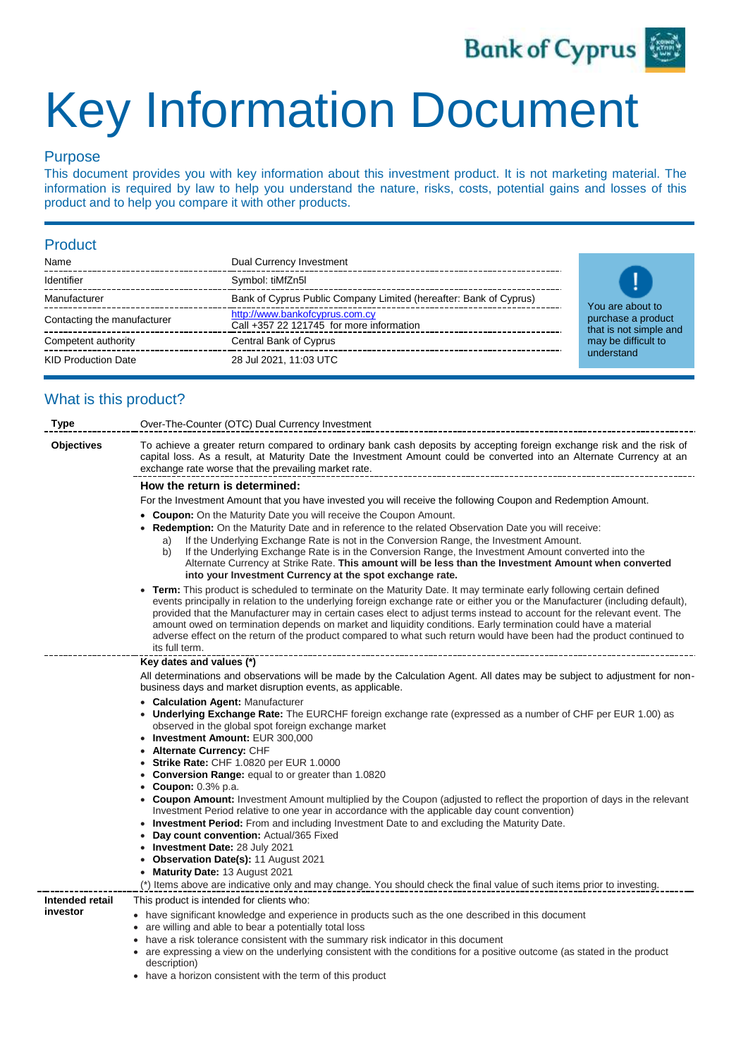# Key Information Document

## Purpose

This document provides you with key information about this investment product. It is not marketing material. The information is required by law to help you understand the nature, risks, costs, potential gains and losses of this product and to help you compare it with other products.

## Product

| | |
|---|---|
| Name | Dual Currency Investment |
| Identifier | Symbol: tiMfZn5l |
| Manufacturer | Bank of Cyprus Public Company Limited (hereafter: Bank of Cyprus) |
| Contacting the manufacturer | http://www.bankofcyprus.com.cy<br>Call +357 22 121745 for more information |
| Competent authority | Central Bank of Cyprus |
| KID Production Date | 28 Jul 2021, 11:03 UTC |

You are about to purchase a product that is not simple and may be difficult to understand

## What is this product?

**Type**

Over-The-Counter (OTC) Dual Currency Investment

**Objectives**

To achieve a greater return compared to ordinary bank cash deposits by accepting foreign exchange risk and the risk of capital loss. As a result, at Maturity Date the Investment Amount could be converted into an Alternate Currency at an exchange rate worse that the prevailing market rate.

**How the return is determined:**

For the Investment Amount that you have invested you will receive the following Coupon and Redemption Amount.

- **Coupon:** On the Maturity Date you will receive the Coupon Amount.
- **Redemption:** On the Maturity Date and in reference to the related Observation Date you will receive:
  a) If the Underlying Exchange Rate is not in the Conversion Range, the Investment Amount.
  b) If the Underlying Exchange Rate is in the Conversion Range, the Investment Amount converted into the Alternate Currency at Strike Rate. **This amount will be less than the Investment Amount when converted into your Investment Currency at the spot exchange rate.**
- **Term:** This product is scheduled to terminate on the Maturity Date. It may terminate early following certain defined events principally in relation to the underlying foreign exchange rate or either you or the Manufacturer (including default), provided that the Manufacturer may in certain cases elect to adjust terms instead to account for the relevant event. The amount owed on termination depends on market and liquidity conditions. Early termination could have a material adverse effect on the return of the product compared to what such return would have been had the product continued to its full term.

**Key dates and values (\*)**

All determinations and observations will be made by the Calculation Agent. All dates may be subject to adjustment for non-business days and market disruption events, as applicable.

- **Calculation Agent:** Manufacturer
- **Underlying Exchange Rate:** The EURCHF foreign exchange rate (expressed as a number of CHF per EUR 1.00) as observed in the global spot foreign exchange market
- **Investment Amount:** EUR 300,000
- **Alternate Currency:** CHF
- **Strike Rate:** CHF 1.0820 per EUR 1.0000
- **Conversion Range:** equal to or greater than 1.0820
- **Coupon:** 0.3% p.a.
- **Coupon Amount:** Investment Amount multiplied by the Coupon (adjusted to reflect the proportion of days in the relevant Investment Period relative to one year in accordance with the applicable day count convention)
- **Investment Period:** From and including Investment Date to and excluding the Maturity Date.
- **Day count convention:** Actual/365 Fixed
- **Investment Date:** 28 July 2021
- **Observation Date(s):** 11 August 2021
- **Maturity Date:** 13 August 2021

(\*) Items above are indicative only and may change. You should check the final value of such items prior to investing.

**Intended retail investor**

This product is intended for clients who:

- have significant knowledge and experience in products such as the one described in this document
- are willing and able to bear a potentially total loss
- have a risk tolerance consistent with the summary risk indicator in this document
- are expressing a view on the underlying consistent with the conditions for a positive outcome (as stated in the product description)
- have a horizon consistent with the term of this product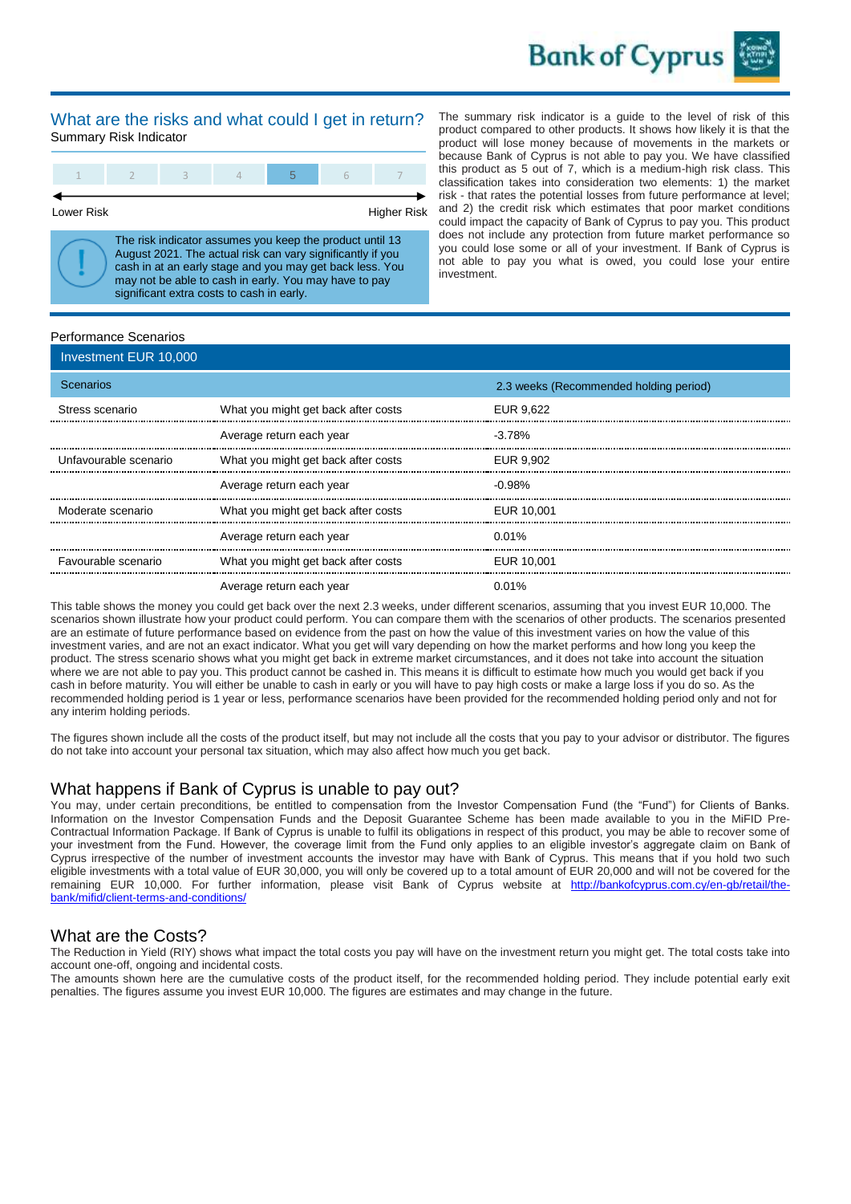## What are the risks and what could I get in return?

Summary Risk Indicator

| 1 | 2 | 3 | 4 | **5** | 6 | 7 |
|---|---|---|---|---|---|---|

Lower Risk ← → Higher Risk

> **!** The risk indicator assumes you keep the product until 13 August 2021. The actual risk can vary significantly if you cash in at an early stage and you may get back less. You may not be able to cash in early. You may have to pay significant extra costs to cash in early.

The summary risk indicator is a guide to the level of risk of this product compared to other products. It shows how likely it is that the product will lose money because of movements in the markets or because Bank of Cyprus is not able to pay you. We have classified this product as 5 out of 7, which is a medium-high risk class. This classification takes into consideration two elements: 1) the market risk - that rates the potential losses from future performance at level; and 2) the credit risk which estimates that poor market conditions could impact the capacity of Bank of Cyprus to pay you. This product does not include any protection from future market performance so you could lose some or all of your investment. If Bank of Cyprus is not able to pay you what is owed, you could lose your entire investment.

Performance Scenarios

| Investment EUR 10,000 | | |
|---|---|---|
| Scenarios | | 2.3 weeks (Recommended holding period) |
| Stress scenario | What you might get back after costs | EUR 9,622 |
| | Average return each year | -3.78% |
| Unfavourable scenario | What you might get back after costs | EUR 9,902 |
| | Average return each year | -0.98% |
| Moderate scenario | What you might get back after costs | EUR 10,001 |
| | Average return each year | 0.01% |
| Favourable scenario | What you might get back after costs | EUR 10,001 |
| | Average return each year | 0.01% |

This table shows the money you could get back over the next 2.3 weeks, under different scenarios, assuming that you invest EUR 10,000. The scenarios shown illustrate how your product could perform. You can compare them with the scenarios of other products. The scenarios presented are an estimate of future performance based on evidence from the past on how the value of this investment varies, and are not an exact indicator. What you get will vary depending on how the market performs and how long you keep the product. The stress scenario shows what you might get back in extreme market circumstances, and it does not take into account the situation where we are not able to pay you. This product cannot be cashed in. This means it is difficult to estimate how much you would get back if you cash in before maturity. You will either be unable to cash in early or you will have to pay high costs or make a large loss if you do so. As the recommended holding period is 1 year or less, performance scenarios have been provided for the recommended holding period only and not for any interim holding periods.

The figures shown include all the costs of the product itself, but may not include all the costs that you pay to your advisor or distributor. The figures do not take into account your personal tax situation, which may also affect how much you get back.

## What happens if Bank of Cyprus is unable to pay out?

You may, under certain preconditions, be entitled to compensation from the Investor Compensation Fund (the "Fund") for Clients of Banks. Information on the Investor Compensation Funds and the Deposit Guarantee Scheme has been made available to you in the MiFID Pre-Contractual Information Package. If Bank of Cyprus is unable to fulfil its obligations in respect of this product, you may be able to recover some of your investment from the Fund. However, the coverage limit from the Fund only applies to an eligible investor's aggregate claim on Bank of Cyprus irrespective of the number of investment accounts the investor may have with Bank of Cyprus. This means that if you hold two such eligible investments with a total value of EUR 30,000, you will only be covered up to a total amount of EUR 20,000 and will not be covered for the remaining EUR 10,000. For further information, please visit Bank of Cyprus website at [http://bankofcyprus.com.cy/en-gb/retail/the-bank/mifid/client-terms-and-conditions/](http://bankofcyprus.com.cy/en-gb/retail/the-bank/mifid/client-terms-and-conditions/)

## What are the Costs?

The Reduction in Yield (RIY) shows what impact the total costs you pay will have on the investment return you might get. The total costs take into account one-off, ongoing and incidental costs.

The amounts shown here are the cumulative costs of the product itself, for the recommended holding period. They include potential early exit penalties. The figures assume you invest EUR 10,000. The figures are estimates and may change in the future.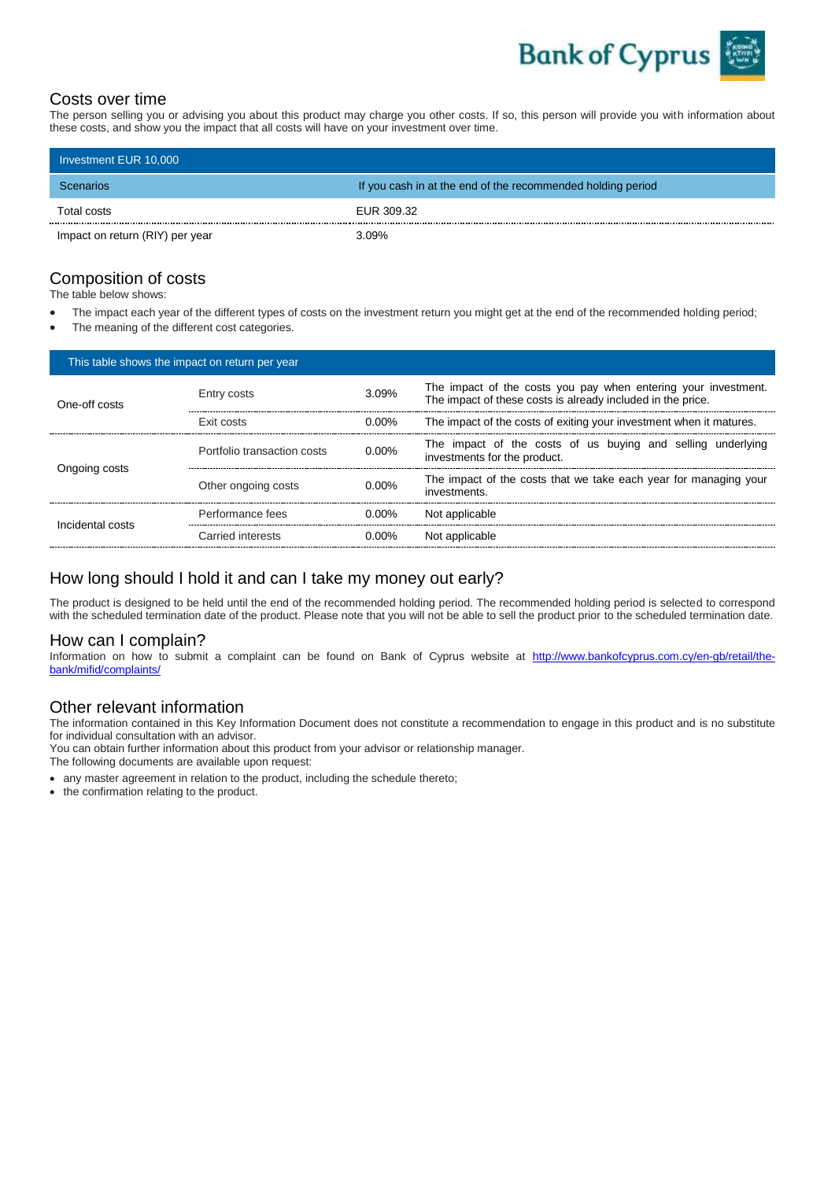## Costs over time

The person selling you or advising you about this product may charge you other costs. If so, this person will provide you with information about these costs, and show you the impact that all costs will have on your investment over time.

| Investment EUR 10,000 | |
|---|---|
| Scenarios | If you cash in at the end of the recommended holding period |
| Total costs | EUR 309.32 |
| Impact on return (RIY) per year | 3.09% |

## Composition of costs

The table below shows:

- The impact each year of the different types of costs on the investment return you might get at the end of the recommended holding period;
- The meaning of the different cost categories.

| This table shows the impact on return per year | | | |
|---|---|---|---|
| One-off costs | Entry costs | 3.09% | The impact of the costs you pay when entering your investment. The impact of these costs is already included in the price. |
| | Exit costs | 0.00% | The impact of the costs of exiting your investment when it matures. |
| Ongoing costs | Portfolio transaction costs | 0.00% | The impact of the costs of us buying and selling underlying investments for the product. |
| | Other ongoing costs | 0.00% | The impact of the costs that we take each year for managing your investments. |
| Incidental costs | Performance fees | 0.00% | Not applicable |
| | Carried interests | 0.00% | Not applicable |

## How long should I hold it and can I take my money out early?

The product is designed to be held until the end of the recommended holding period. The recommended holding period is selected to correspond with the scheduled termination date of the product. Please note that you will not be able to sell the product prior to the scheduled termination date.

## How can I complain?

Information on how to submit a complaint can be found on Bank of Cyprus website at http://www.bankofcyprus.com.cy/en-gb/retail/the-bank/mifid/complaints/

## Other relevant information

The information contained in this Key Information Document does not constitute a recommendation to engage in this product and is no substitute for individual consultation with an advisor.
You can obtain further information about this product from your advisor or relationship manager.
The following documents are available upon request:

- any master agreement in relation to the product, including the schedule thereto;
- the confirmation relating to the product.